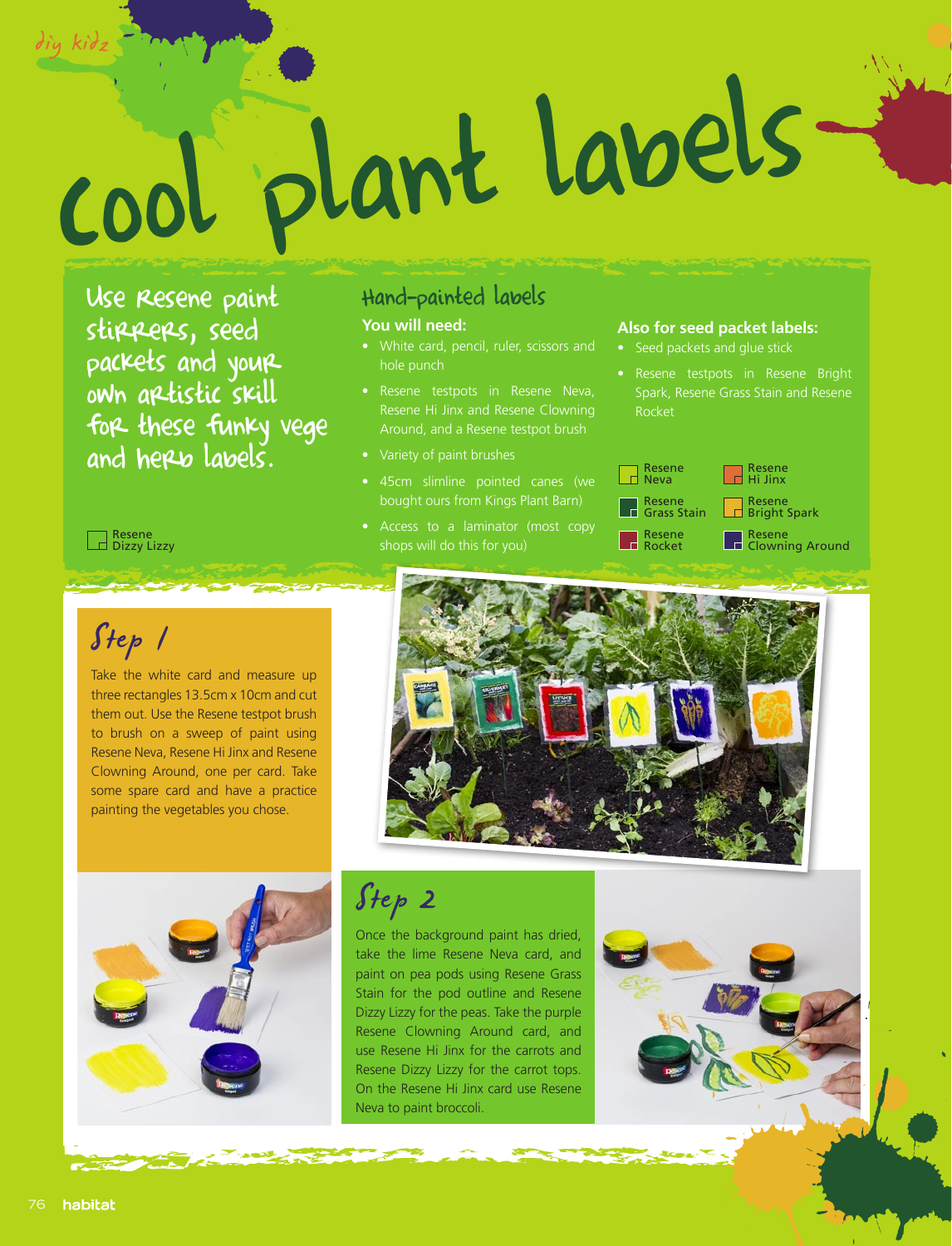# Cool plant labels

Use Resene paint stirrers, seed packets and your own artistic skill for these funky vege and herb labels.

Resene Dizzy Lizzy

## Hand-painted labels

**You will need:**

- White card, pencil, ruler, scissors and hole punch
- Resene testpots in Resene Neva, Resene Hi Jinx and Resene Clowning Around, and a Resene testpot brush
- Variety of paint brushes
- 45cm slimline pointed canes (we bought ours from Kings Plant Barn)
- Access to a laminator (most copy shops will do this for you)

**Also for seed packet labels:**

- Seed packets and glue stick
- Resene testpots in Resene Bright Spark, Resene Grass Stain and Resene Rocket

Resene Neva
Resene Hi Jinx
Resene Grass Stain
Resene Bright Spark
Resene Rocket
Resene Clowning Around

## Step 1

Take the white card and measure up three rectangles 13.5cm x 10cm and cut them out. Use the Resene testpot brush to brush on a sweep of paint using Resene Neva, Resene Hi Jinx and Resene Clowning Around, one per card. Take some spare card and have a practice painting the vegetables you chose.

## Step 2

Once the background paint has dried, take the lime Resene Neva card, and paint on pea pods using Resene Grass Stain for the pod outline and Resene Dizzy Lizzy for the peas. Take the purple Resene Clowning Around card, and use Resene Hi Jinx for the carrots and Resene Dizzy Lizzy for the carrot tops. On the Resene Hi Jinx card use Resene Neva to paint broccoli.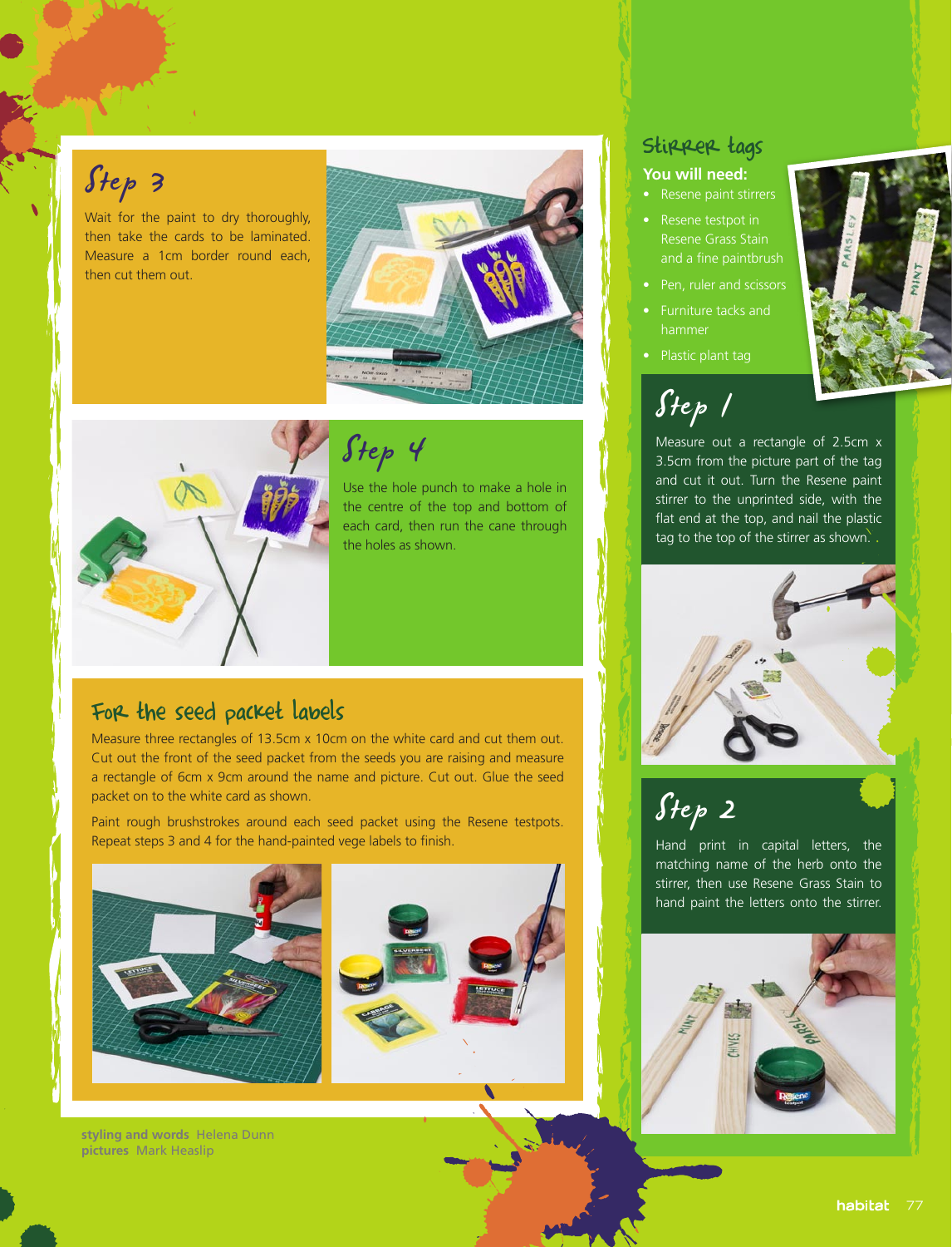## Step 3

Wait for the paint to dry thoroughly, then take the cards to be laminated. Measure a 1cm border round each, then cut them out.

## Step 4

Use the hole punch to make a hole in the centre of the top and bottom of each card, then run the cane through the holes as shown.

## For the seed packet labels

Measure three rectangles of 13.5cm x 10cm on the white card and cut them out. Cut out the front of the seed packet from the seeds you are raising and measure a rectangle of 6cm x 9cm around the name and picture. Cut out. Glue the seed packet on to the white card as shown.

Paint rough brushstrokes around each seed packet using the Resene testpots. Repeat steps 3 and 4 for the hand-painted vege labels to finish.

**styling and words** Helena Dunn
**pictures** Mark Heaslip

## Stirrer tags

**You will need:**

- Resene paint stirrers
- Resene testpot in Resene Grass Stain and a fine paintbrush
- Pen, ruler and scissors
- Furniture tacks and hammer
- Plastic plant tag

## Step 1

Measure out a rectangle of 2.5cm x 3.5cm from the picture part of the tag and cut it out. Turn the Resene paint stirrer to the unprinted side, with the flat end at the top, and nail the plastic tag to the top of the stirrer as shown.

## Step 2

Hand print in capital letters, the matching name of the herb onto the stirrer, then use Resene Grass Stain to hand paint the letters onto the stirrer.